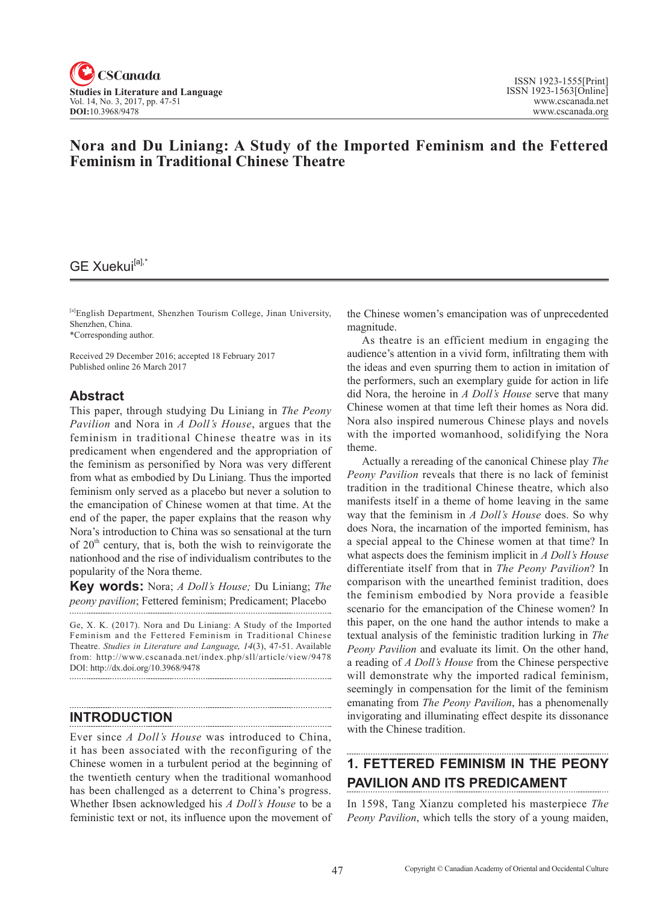# Nora and Du Liniang: A Study of the Imported Feminism and the Fettered Feminism in Traditional Chinese Theatre

GE Xuekui[a],*

[a]English Department, Shenzhen Tourism College, Jinan University, Shenzhen, China.
*Corresponding author.

Received 29 December 2016; accepted 18 February 2017
Published online 26 March 2017

## Abstract

This paper, through studying Du Liniang in *The Peony Pavilion* and Nora in *A Doll's House*, argues that the feminism in traditional Chinese theatre was in its predicament when engendered and the appropriation of the feminism as personified by Nora was very different from what as embodied by Du Liniang. Thus the imported feminism only served as a placebo but never a solution to the emancipation of Chinese women at that time. At the end of the paper, the paper explains that the reason why Nora's introduction to China was so sensational at the turn of 20th century, that is, both the wish to reinvigorate the nationhood and the rise of individualism contributes to the popularity of the Nora theme.

**Key words:** Nora; *A Doll's House;* Du Liniang; *The peony pavilion*; Fettered feminism; Predicament; Placebo

Ge, X. K. (2017). Nora and Du Liniang: A Study of the Imported Feminism and the Fettered Feminism in Traditional Chinese Theatre. *Studies in Literature and Language, 14*(3), 47-51. Available from: http://www.cscanada.net/index.php/sll/article/view/9478
DOI: http://dx.doi.org/10.3968/9478

## INTRODUCTION

Ever since *A Doll's House* was introduced to China, it has been associated with the reconfiguring of the Chinese women in a turbulent period at the beginning of the twentieth century when the traditional womanhood has been challenged as a deterrent to China's progress. Whether Ibsen acknowledged his *A Doll's House* to be a feministic text or not, its influence upon the movement of the Chinese women's emancipation was of unprecedented magnitude.

As theatre is an efficient medium in engaging the audience's attention in a vivid form, infiltrating them with the ideas and even spurring them to action in imitation of the performers, such an exemplary guide for action in life did Nora, the heroine in *A Doll's House* serve that many Chinese women at that time left their homes as Nora did. Nora also inspired numerous Chinese plays and novels with the imported womanhood, solidifying the Nora theme.

Actually a rereading of the canonical Chinese play *The Peony Pavilion* reveals that there is no lack of feminist tradition in the traditional Chinese theatre, which also manifests itself in a theme of home leaving in the same way that the feminism in *A Doll's House* does. So why does Nora, the incarnation of the imported feminism, has a special appeal to the Chinese women at that time? In what aspects does the feminism implicit in *A Doll's House* differentiate itself from that in *The Peony Pavilion*? In comparison with the unearthed feminist tradition, does the feminism embodied by Nora provide a feasible scenario for the emancipation of the Chinese women? In this paper, on the one hand the author intends to make a textual analysis of the feministic tradition lurking in *The Peony Pavilion* and evaluate its limit. On the other hand, a reading of *A Doll's House* from the Chinese perspective will demonstrate why the imported radical feminism, seemingly in compensation for the limit of the feminism emanating from *The Peony Pavilion*, has a phenomenally invigorating and illuminating effect despite its dissonance with the Chinese tradition.

## 1. FETTERED FEMINISM IN THE PEONY PAVILION AND ITS PREDICAMENT

In 1598, Tang Xianzu completed his masterpiece *The Peony Pavilion*, which tells the story of a young maiden,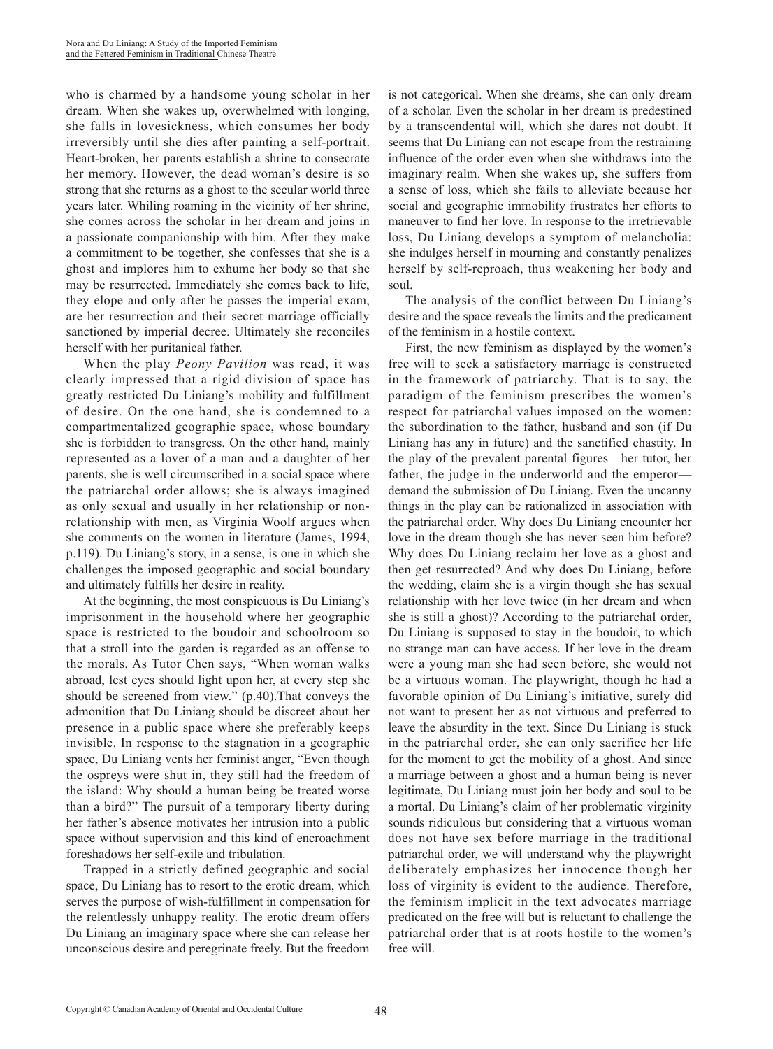who is charmed by a handsome young scholar in her dream. When she wakes up, overwhelmed with longing, she falls in lovesickness, which consumes her body irreversibly until she dies after painting a self-portrait. Heart-broken, her parents establish a shrine to consecrate her memory. However, the dead woman's desire is so strong that she returns as a ghost to the secular world three years later. Whiling roaming in the vicinity of her shrine, she comes across the scholar in her dream and joins in a passionate companionship with him. After they make a commitment to be together, she confesses that she is a ghost and implores him to exhume her body so that she may be resurrected. Immediately she comes back to life, they elope and only after he passes the imperial exam, are her resurrection and their secret marriage officially sanctioned by imperial decree. Ultimately she reconciles herself with her puritanical father.

When the play *Peony Pavilion* was read, it was clearly impressed that a rigid division of space has greatly restricted Du Liniang's mobility and fulfillment of desire. On the one hand, she is condemned to a compartmentalized geographic space, whose boundary she is forbidden to transgress. On the other hand, mainly represented as a lover of a man and a daughter of her parents, she is well circumscribed in a social space where the patriarchal order allows; she is always imagined as only sexual and usually in her relationship or non-relationship with men, as Virginia Woolf argues when she comments on the women in literature (James, 1994, p.119). Du Liniang's story, in a sense, is one in which she challenges the imposed geographic and social boundary and ultimately fulfills her desire in reality.

At the beginning, the most conspicuous is Du Liniang's imprisonment in the household where her geographic space is restricted to the boudoir and schoolroom so that a stroll into the garden is regarded as an offense to the morals. As Tutor Chen says, "When woman walks abroad, lest eyes should light upon her, at every step she should be screened from view." (p.40).That conveys the admonition that Du Liniang should be discreet about her presence in a public space where she preferably keeps invisible. In response to the stagnation in a geographic space, Du Liniang vents her feminist anger, "Even though the ospreys were shut in, they still had the freedom of the island: Why should a human being be treated worse than a bird?" The pursuit of a temporary liberty during her father's absence motivates her intrusion into a public space without supervision and this kind of encroachment foreshadows her self-exile and tribulation.

Trapped in a strictly defined geographic and social space, Du Liniang has to resort to the erotic dream, which serves the purpose of wish-fulfillment in compensation for the relentlessly unhappy reality. The erotic dream offers Du Liniang an imaginary space where she can release her unconscious desire and peregrinate freely. But the freedom is not categorical. When she dreams, she can only dream of a scholar. Even the scholar in her dream is predestined by a transcendental will, which she dares not doubt. It seems that Du Liniang can not escape from the restraining influence of the order even when she withdraws into the imaginary realm. When she wakes up, she suffers from a sense of loss, which she fails to alleviate because her social and geographic immobility frustrates her efforts to maneuver to find her love. In response to the irretrievable loss, Du Liniang develops a symptom of melancholia: she indulges herself in mourning and constantly penalizes herself by self-reproach, thus weakening her body and soul.

The analysis of the conflict between Du Liniang's desire and the space reveals the limits and the predicament of the feminism in a hostile context.

First, the new feminism as displayed by the women's free will to seek a satisfactory marriage is constructed in the framework of patriarchy. That is to say, the paradigm of the feminism prescribes the women's respect for patriarchal values imposed on the women: the subordination to the father, husband and son (if Du Liniang has any in future) and the sanctified chastity. In the play of the prevalent parental figures—her tutor, her father, the judge in the underworld and the emperor—demand the submission of Du Liniang. Even the uncanny things in the play can be rationalized in association with the patriarchal order. Why does Du Liniang encounter her love in the dream though she has never seen him before? Why does Du Liniang reclaim her love as a ghost and then get resurrected? And why does Du Liniang, before the wedding, claim she is a virgin though she has sexual relationship with her love twice (in her dream and when she is still a ghost)? According to the patriarchal order, Du Liniang is supposed to stay in the boudoir, to which no strange man can have access. If her love in the dream were a young man she had seen before, she would not be a virtuous woman. The playwright, though he had a favorable opinion of Du Liniang's initiative, surely did not want to present her as not virtuous and preferred to leave the absurdity in the text. Since Du Liniang is stuck in the patriarchal order, she can only sacrifice her life for the moment to get the mobility of a ghost. And since a marriage between a ghost and a human being is never legitimate, Du Liniang must join her body and soul to be a mortal. Du Liniang's claim of her problematic virginity sounds ridiculous but considering that a virtuous woman does not have sex before marriage in the traditional patriarchal order, we will understand why the playwright deliberately emphasizes her innocence though her loss of virginity is evident to the audience. Therefore, the feminism implicit in the text advocates marriage predicated on the free will but is reluctant to challenge the patriarchal order that is at roots hostile to the women's free will.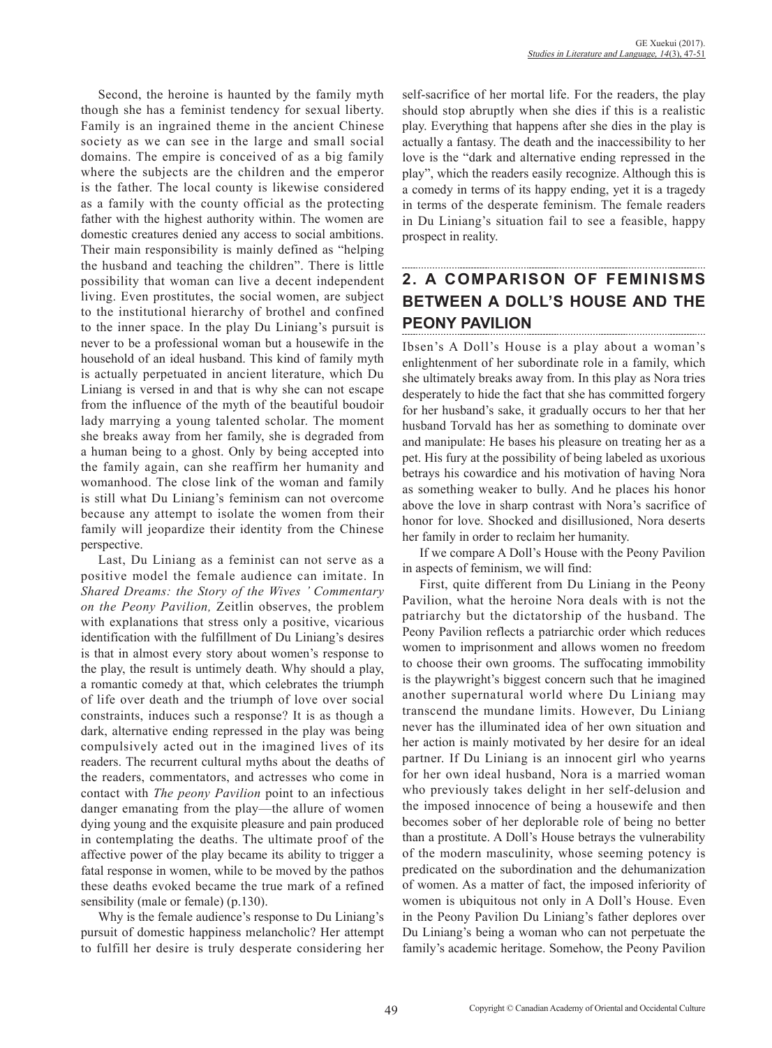Second, the heroine is haunted by the family myth though she has a feminist tendency for sexual liberty. Family is an ingrained theme in the ancient Chinese society as we can see in the large and small social domains. The empire is conceived of as a big family where the subjects are the children and the emperor is the father. The local county is likewise considered as a family with the county official as the protecting father with the highest authority within. The women are domestic creatures denied any access to social ambitions. Their main responsibility is mainly defined as "helping the husband and teaching the children". There is little possibility that woman can live a decent independent living. Even prostitutes, the social women, are subject to the institutional hierarchy of brothel and confined to the inner space. In the play Du Liniang's pursuit is never to be a professional woman but a housewife in the household of an ideal husband. This kind of family myth is actually perpetuated in ancient literature, which Du Liniang is versed in and that is why she can not escape from the influence of the myth of the beautiful boudoir lady marrying a young talented scholar. The moment she breaks away from her family, she is degraded from a human being to a ghost. Only by being accepted into the family again, can she reaffirm her humanity and womanhood. The close link of the woman and family is still what Du Liniang's feminism can not overcome because any attempt to isolate the women from their family will jeopardize their identity from the Chinese perspective.

Last, Du Liniang as a feminist can not serve as a positive model the female audience can imitate. In *Shared Dreams: the Story of the Wives ' Commentary on the Peony Pavilion,* Zeitlin observes, the problem with explanations that stress only a positive, vicarious identification with the fulfillment of Du Liniang's desires is that in almost every story about women's response to the play, the result is untimely death. Why should a play, a romantic comedy at that, which celebrates the triumph of life over death and the triumph of love over social constraints, induces such a response? It is as though a dark, alternative ending repressed in the play was being compulsively acted out in the imagined lives of its readers. The recurrent cultural myths about the deaths of the readers, commentators, and actresses who come in contact with *The peony Pavilion* point to an infectious danger emanating from the play—the allure of women dying young and the exquisite pleasure and pain produced in contemplating the deaths. The ultimate proof of the affective power of the play became its ability to trigger a fatal response in women, while to be moved by the pathos these deaths evoked became the true mark of a refined sensibility (male or female) (p.130).

Why is the female audience's response to Du Liniang's pursuit of domestic happiness melancholic? Her attempt to fulfill her desire is truly desperate considering her self-sacrifice of her mortal life. For the readers, the play should stop abruptly when she dies if this is a realistic play. Everything that happens after she dies in the play is actually a fantasy. The death and the inaccessibility to her love is the "dark and alternative ending repressed in the play", which the readers easily recognize. Although this is a comedy in terms of its happy ending, yet it is a tragedy in terms of the desperate feminism. The female readers in Du Liniang's situation fail to see a feasible, happy prospect in reality.

## 2. A COMPARISON OF FEMINISMS BETWEEN A DOLL'S HOUSE AND THE PEONY PAVILION

Ibsen's A Doll's House is a play about a woman's enlightenment of her subordinate role in a family, which she ultimately breaks away from. In this play as Nora tries desperately to hide the fact that she has committed forgery for her husband's sake, it gradually occurs to her that her husband Torvald has her as something to dominate over and manipulate: He bases his pleasure on treating her as a pet. His fury at the possibility of being labeled as uxorious betrays his cowardice and his motivation of having Nora as something weaker to bully. And he places his honor above the love in sharp contrast with Nora's sacrifice of honor for love. Shocked and disillusioned, Nora deserts her family in order to reclaim her humanity.

If we compare A Doll's House with the Peony Pavilion in aspects of feminism, we will find:

First, quite different from Du Liniang in the Peony Pavilion, what the heroine Nora deals with is not the patriarchy but the dictatorship of the husband. The Peony Pavilion reflects a patriarchic order which reduces women to imprisonment and allows women no freedom to choose their own grooms. The suffocating immobility is the playwright's biggest concern such that he imagined another supernatural world where Du Liniang may transcend the mundane limits. However, Du Liniang never has the illuminated idea of her own situation and her action is mainly motivated by her desire for an ideal partner. If Du Liniang is an innocent girl who yearns for her own ideal husband, Nora is a married woman who previously takes delight in her self-delusion and the imposed innocence of being a housewife and then becomes sober of her deplorable role of being no better than a prostitute. A Doll's House betrays the vulnerability of the modern masculinity, whose seeming potency is predicated on the subordination and the dehumanization of women. As a matter of fact, the imposed inferiority of women is ubiquitous not only in A Doll's House. Even in the Peony Pavilion Du Liniang's father deplores over Du Liniang's being a woman who can not perpetuate the family's academic heritage. Somehow, the Peony Pavilion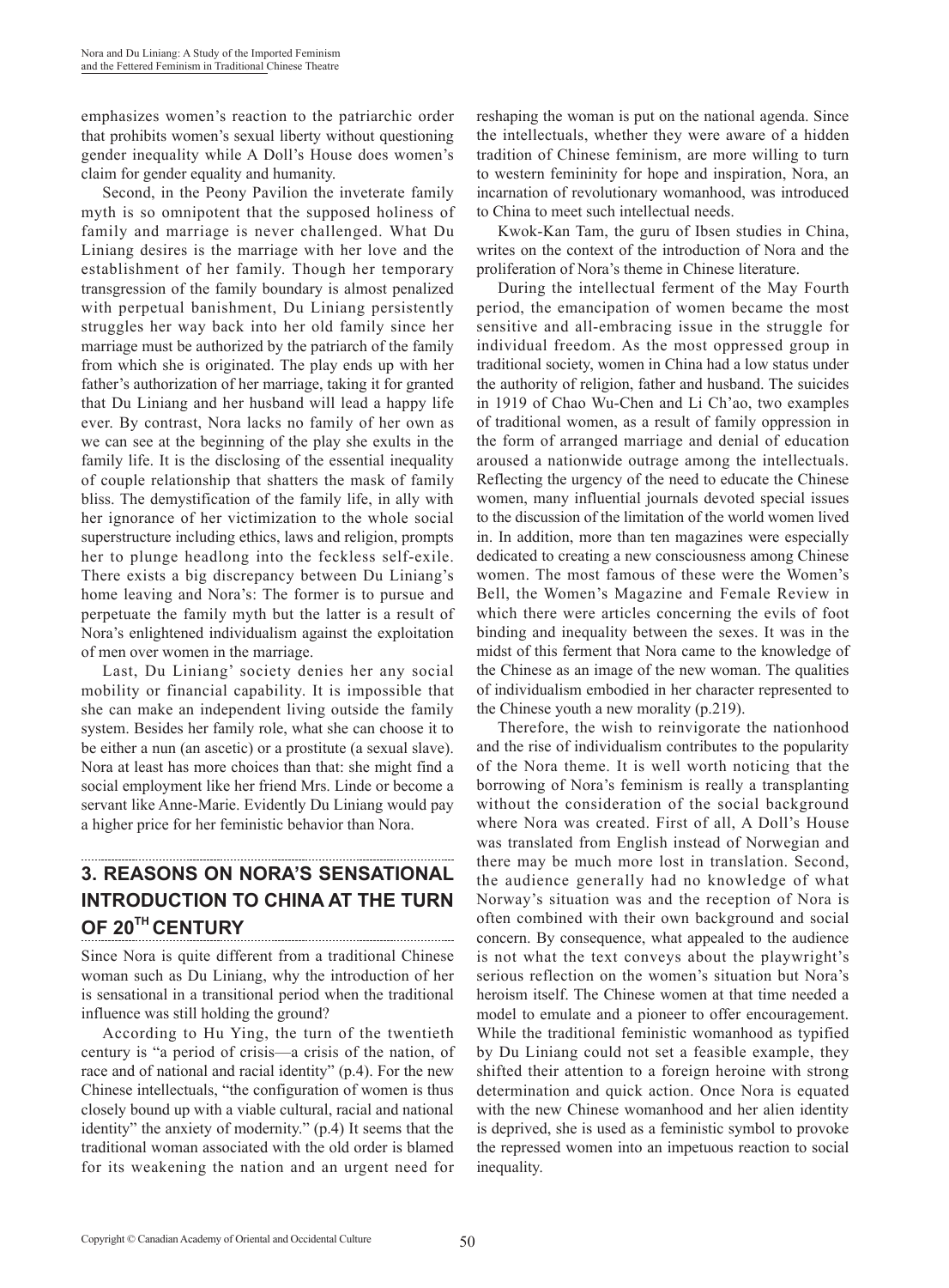emphasizes women's reaction to the patriarchic order that prohibits women's sexual liberty without questioning gender inequality while A Doll's House does women's claim for gender equality and humanity.

Second, in the Peony Pavilion the inveterate family myth is so omnipotent that the supposed holiness of family and marriage is never challenged. What Du Liniang desires is the marriage with her love and the establishment of her family. Though her temporary transgression of the family boundary is almost penalized with perpetual banishment, Du Liniang persistently struggles her way back into her old family since her marriage must be authorized by the patriarch of the family from which she is originated. The play ends up with her father's authorization of her marriage, taking it for granted that Du Liniang and her husband will lead a happy life ever. By contrast, Nora lacks no family of her own as we can see at the beginning of the play she exults in the family life. It is the disclosing of the essential inequality of couple relationship that shatters the mask of family bliss. The demystification of the family life, in ally with her ignorance of her victimization to the whole social superstructure including ethics, laws and religion, prompts her to plunge headlong into the feckless self-exile. There exists a big discrepancy between Du Liniang's home leaving and Nora's: The former is to pursue and perpetuate the family myth but the latter is a result of Nora's enlightened individualism against the exploitation of men over women in the marriage.

Last, Du Liniang' society denies her any social mobility or financial capability. It is impossible that she can make an independent living outside the family system. Besides her family role, what she can choose it to be either a nun (an ascetic) or a prostitute (a sexual slave). Nora at least has more choices than that: she might find a social employment like her friend Mrs. Linde or become a servant like Anne-Marie. Evidently Du Liniang would pay a higher price for her feministic behavior than Nora.

## 3. REASONS ON NORA'S SENSATIONAL INTRODUCTION TO CHINA AT THE TURN OF 20TH CENTURY

Since Nora is quite different from a traditional Chinese woman such as Du Liniang, why the introduction of her is sensational in a transitional period when the traditional influence was still holding the ground?

According to Hu Ying, the turn of the twentieth century is "a period of crisis—a crisis of the nation, of race and of national and racial identity" (p.4). For the new Chinese intellectuals, "the configuration of women is thus closely bound up with a viable cultural, racial and national identity" the anxiety of modernity." (p.4) It seems that the traditional woman associated with the old order is blamed for its weakening the nation and an urgent need for reshaping the woman is put on the national agenda. Since the intellectuals, whether they were aware of a hidden tradition of Chinese feminism, are more willing to turn to western femininity for hope and inspiration, Nora, an incarnation of revolutionary womanhood, was introduced to China to meet such intellectual needs.

Kwok-Kan Tam, the guru of Ibsen studies in China, writes on the context of the introduction of Nora and the proliferation of Nora's theme in Chinese literature.

During the intellectual ferment of the May Fourth period, the emancipation of women became the most sensitive and all-embracing issue in the struggle for individual freedom. As the most oppressed group in traditional society, women in China had a low status under the authority of religion, father and husband. The suicides in 1919 of Chao Wu-Chen and Li Ch'ao, two examples of traditional women, as a result of family oppression in the form of arranged marriage and denial of education aroused a nationwide outrage among the intellectuals. Reflecting the urgency of the need to educate the Chinese women, many influential journals devoted special issues to the discussion of the limitation of the world women lived in. In addition, more than ten magazines were especially dedicated to creating a new consciousness among Chinese women. The most famous of these were the Women's Bell, the Women's Magazine and Female Review in which there were articles concerning the evils of foot binding and inequality between the sexes. It was in the midst of this ferment that Nora came to the knowledge of the Chinese as an image of the new woman. The qualities of individualism embodied in her character represented to the Chinese youth a new morality (p.219).

Therefore, the wish to reinvigorate the nationhood and the rise of individualism contributes to the popularity of the Nora theme. It is well worth noticing that the borrowing of Nora's feminism is really a transplanting without the consideration of the social background where Nora was created. First of all, A Doll's House was translated from English instead of Norwegian and there may be much more lost in translation. Second, the audience generally had no knowledge of what Norway's situation was and the reception of Nora is often combined with their own background and social concern. By consequence, what appealed to the audience is not what the text conveys about the playwright's serious reflection on the women's situation but Nora's heroism itself. The Chinese women at that time needed a model to emulate and a pioneer to offer encouragement. While the traditional feministic womanhood as typified by Du Liniang could not set a feasible example, they shifted their attention to a foreign heroine with strong determination and quick action. Once Nora is equated with the new Chinese womanhood and her alien identity is deprived, she is used as a feministic symbol to provoke the repressed women into an impetuous reaction to social inequality.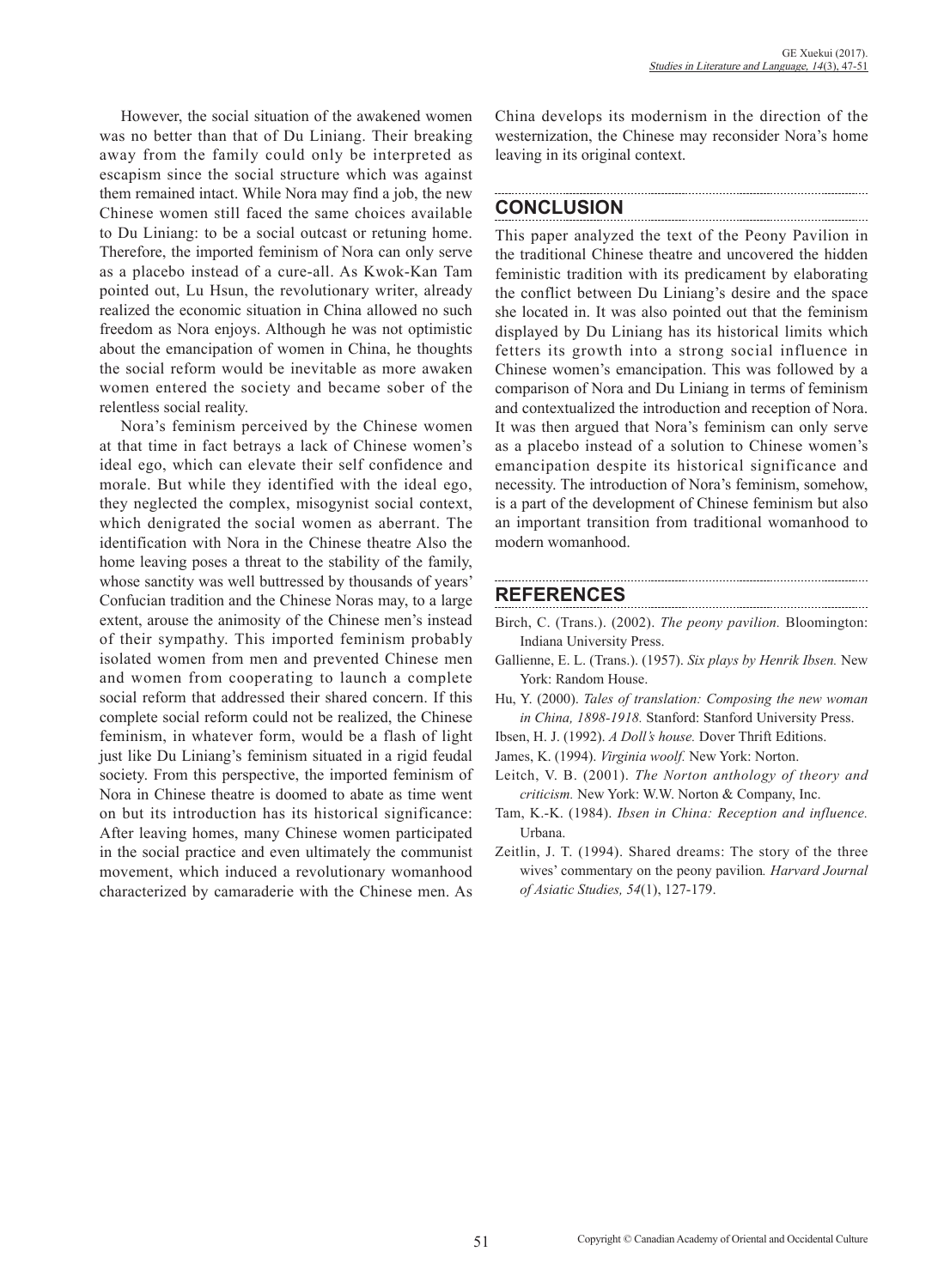However, the social situation of the awakened women was no better than that of Du Liniang. Their breaking away from the family could only be interpreted as escapism since the social structure which was against them remained intact. While Nora may find a job, the new Chinese women still faced the same choices available to Du Liniang: to be a social outcast or retuning home. Therefore, the imported feminism of Nora can only serve as a placebo instead of a cure-all. As Kwok-Kan Tam pointed out, Lu Hsun, the revolutionary writer, already realized the economic situation in China allowed no such freedom as Nora enjoys. Although he was not optimistic about the emancipation of women in China, he thoughts the social reform would be inevitable as more awaken women entered the society and became sober of the relentless social reality.

Nora's feminism perceived by the Chinese women at that time in fact betrays a lack of Chinese women's ideal ego, which can elevate their self confidence and morale. But while they identified with the ideal ego, they neglected the complex, misogynist social context, which denigrated the social women as aberrant. The identification with Nora in the Chinese theatre Also the home leaving poses a threat to the stability of the family, whose sanctity was well buttressed by thousands of years' Confucian tradition and the Chinese Noras may, to a large extent, arouse the animosity of the Chinese men's instead of their sympathy. This imported feminism probably isolated women from men and prevented Chinese men and women from cooperating to launch a complete social reform that addressed their shared concern. If this complete social reform could not be realized, the Chinese feminism, in whatever form, would be a flash of light just like Du Liniang's feminism situated in a rigid feudal society. From this perspective, the imported feminism of Nora in Chinese theatre is doomed to abate as time went on but its introduction has its historical significance: After leaving homes, many Chinese women participated in the social practice and even ultimately the communist movement, which induced a revolutionary womanhood characterized by camaraderie with the Chinese men. As China develops its modernism in the direction of the westernization, the Chinese may reconsider Nora's home leaving in its original context.

## CONCLUSION

This paper analyzed the text of the Peony Pavilion in the traditional Chinese theatre and uncovered the hidden feministic tradition with its predicament by elaborating the conflict between Du Liniang's desire and the space she located in. It was also pointed out that the feminism displayed by Du Liniang has its historical limits which fetters its growth into a strong social influence in Chinese women's emancipation. This was followed by a comparison of Nora and Du Liniang in terms of feminism and contextualized the introduction and reception of Nora. It was then argued that Nora's feminism can only serve as a placebo instead of a solution to Chinese women's emancipation despite its historical significance and necessity. The introduction of Nora's feminism, somehow, is a part of the development of Chinese feminism but also an important transition from traditional womanhood to modern womanhood.

## REFERENCES

Birch, C. (Trans.). (2002). *The peony pavilion.* Bloomington: Indiana University Press.

Gallienne, E. L. (Trans.). (1957). *Six plays by Henrik Ibsen.* New York: Random House.

Hu, Y. (2000). *Tales of translation: Composing the new woman in China, 1898-1918.* Stanford: Stanford University Press.

Ibsen, H. J. (1992). *A Doll's house.* Dover Thrift Editions.

James, K. (1994). *Virginia woolf.* New York: Norton.

Leitch, V. B. (2001). *The Norton anthology of theory and criticism.* New York: W.W. Norton & Company, Inc.

Tam, K.-K. (1984). *Ibsen in China: Reception and influence.* Urbana.

Zeitlin, J. T. (1994). Shared dreams: The story of the three wives' commentary on the peony pavilion*. Harvard Journal of Asiatic Studies, 54*(1), 127-179.